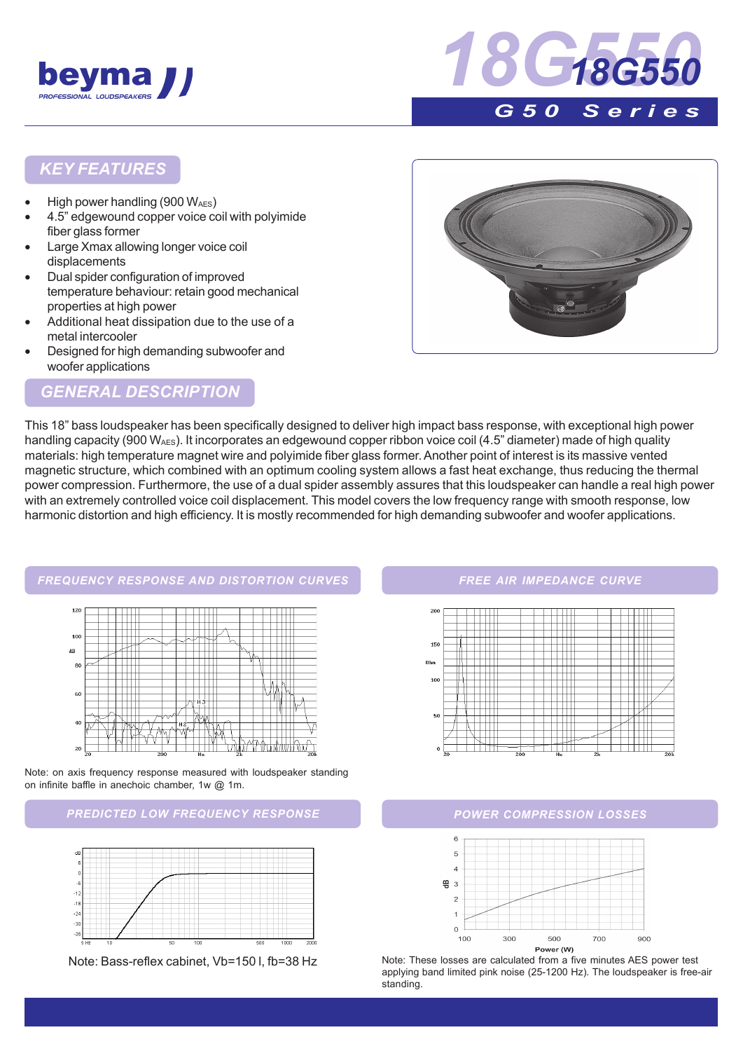# 18G550

## G50 Series

## KEY FEATURES

- High power handling (900 $W_{AES}$)
- 4.5" edgewound copper voice coil with polyimide fiber glass former
- Large Xmax allowing longer voice coil displacements
- Dual spider configuration of improved temperature behaviour: retain good mechanical properties at high power
- Additional heat dissipation due to the use of a metal intercooler
- Designed for high demanding subwoofer and woofer applications

## GENERAL DESCRIPTION

This 18" bass loudspeaker has been specifically designed to deliver high impact bass response, with exceptional high power handling capacity (900 $W_{AES}$). It incorporates an edgewound copper ribbon voice coil (4.5" diameter) made of high quality materials: high temperature magnet wire and polyimide fiber glass former. Another point of interest is its massive vented magnetic structure, which combined with an optimum cooling system allows a fast heat exchange, thus reducing the thermal power compression. Furthermore, the use of a dual spider assembly assures that this loudspeaker can handle a real high power with an extremely controlled voice coil displacement. This model covers the low frequency range with smooth response, low harmonic distortion and high efficiency. It is mostly recommended for high demanding subwoofer and woofer applications.

## FREQUENCY RESPONSE AND DISTORTION CURVES

Note: on axis frequency response measured with loudspeaker standing on infinite baffle in anechoic chamber, 1w @ 1m.

## FREE AIR IMPEDANCE CURVE

## PREDICTED LOW FREQUENCY RESPONSE

Note: Bass-reflex cabinet, Vb=150 l, fb=38 Hz

## POWER COMPRESSION LOSSES

Note: These losses are calculated from a five minutes AES power test applying band limited pink noise (25-1200 Hz). The loudspeaker is free-air standing.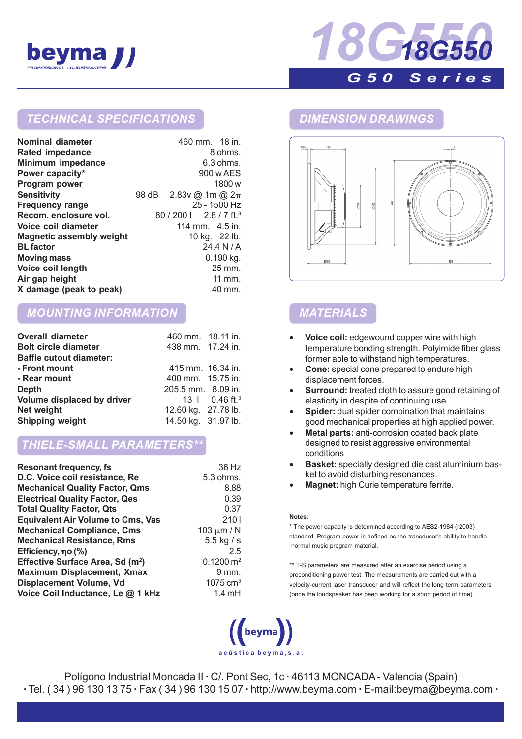# 18G550

**G50 Series**

## TECHNICAL SPECIFICATIONS

| | | |
|---|---|---|
| **Nominal diameter** | 460 mm. | 18 in. |
| **Rated impedance** | | 8 ohms. |
| **Minimum impedance** | | 6.3 ohms. |
| **Power capacity*** | | 900 w AES |
| **Program power** | | 1800 w |
| **Sensitivity** | 98 dB | 2.83v @ 1m @ 2$\pi$ |
| **Frequency range** | | 25 - 1500 Hz |
| **Recom. enclosure vol.** | 80 / 200 l | 2.8 / 7 ft.$^3$ |
| **Voice coil diameter** | 114 mm. | 4.5 in. |
| **Magnetic assembly weight** | 10 kg. | 22 lb. |
| **BL factor** | | 24.4 N / A |
| **Moving mass** | | 0.190 kg. |
| **Voice coil length** | | 25 mm. |
| **Air gap height** | | 11 mm. |
| **X damage (peak to peak)** | | 40 mm. |

## MOUNTING INFORMATION

| | | |
|---|---|---|
| **Overall diameter** | 460 mm. | 18.11 in. |
| **Bolt circle diameter** | 438 mm. | 17.24 in. |
| **Baffle cutout diameter:** | | |
| **- Front mount** | 415 mm. | 16.34 in. |
| **- Rear mount** | 400 mm. | 15.75 in. |
| **Depth** | 205.5 mm. | 8.09 in. |
| **Volume displaced by driver** | 13 l | 0.46 ft.$^3$ |
| **Net weight** | 12.60 kg. | 27.78 lb. |
| **Shipping weight** | 14.50 kg. | 31.97 lb. |

## THIELE-SMALL PARAMETERS**

| | |
|---|---|
| **Resonant frequency, fs** | 36 Hz |
| **D.C. Voice coil resistance, Re** | 5.3 ohms. |
| **Mechanical Quality Factor, Qms** | 8.88 |
| **Electrical Quality Factor, Qes** | 0.39 |
| **Total Quality Factor, Qts** | 0.37 |
| **Equivalent Air Volume to Cms, Vas** | 210 l |
| **Mechanical Compliance, Cms** | 103 $\mu$m / N |
| **Mechanical Resistance, Rms** | 5.5 kg / s |
| **Efficiency, $\eta$o (%)** | 2.5 |
| **Effective Surface Area, Sd (m$^2$)** | 0.1200 m$^2$ |
| **Maximum Displacement, Xmax** | 9 mm. |
| **Displacement Volume, Vd** | 1075 cm$^3$ |
| **Voice Coil Inductance, Le @ 1 kHz** | 1.4 mH |

## DIMENSION DRAWINGS

14.5
188
7
Ø228
Ø413
460
205.5
438

## MATERIALS

- **Voice coil:** edgewound copper wire with high temperature bonding strength. Polyimide fiber glass former able to withstand high temperatures.
- **Cone:** special cone prepared to endure high displacement forces.
- **Surround:** treated cloth to assure good retaining of elasticity in despite of continuing use.
- **Spider:** dual spider combination that maintains good mechanical properties at high applied power.
- **Metal parts:** anti-corrosion coated back plate designed to resist aggressive environmental conditions
- **Basket:** specially designed die cast aluminium basket to avoid disturbing resonances.
- **Magnet:** high Curie temperature ferrite.

**Notes:**

* The power capacity is determined according to AES2-1984 (r2003) standard. Program power is defined as the transducer's ability to handle normal music program material.

** T-S parameters are measured after an exercise period using a preconditioning power test. The measurements are carried out with a velocity-current laser transducer and will reflect the long term parameters (once the loudspeaker has been working for a short period of time).

acústica beyma, s.a.

Polígono Industrial Moncada II · C/. Pont Sec, 1c · 46113 MONCADA - Valencia (Spain)
· Tel. ( 34 ) 96 130 13 75 · Fax ( 34 ) 96 130 15 07 · http://www.beyma.com · E-mail:beyma@beyma.com ·